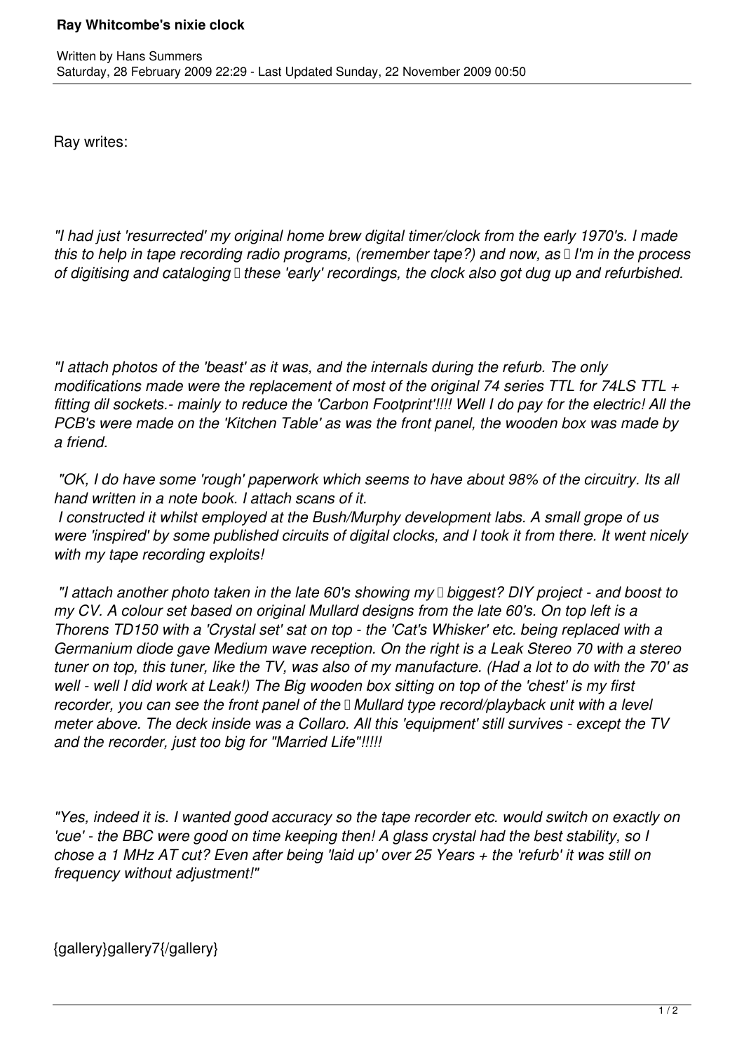# Ray Whitcombe's nixie clock

Written by Hans Summers
Saturday, 28 February 2009 22:29 - Last Updated Sunday, 22 November 2009 00:50

Ray writes:

*"I had just 'resurrected' my original home brew digital timer/clock from the early 1970's. I made this to help in tape recording radio programs, (remember tape?) and now, as I'm in the process of digitising and cataloging these 'early' recordings, the clock also got dug up and refurbished.*

*"I attach photos of the 'beast' as it was, and the internals during the refurb. The only modifications made were the replacement of most of the original 74 series TTL for 74LS TTL + fitting dil sockets.- mainly to reduce the 'Carbon Footprint'!!!! Well I do pay for the electric! All the PCB's were made on the 'Kitchen Table' as was the front panel, the wooden box was made by a friend.*

*"OK, I do have some 'rough' paperwork which seems to have about 98% of the circuitry. Its all hand written in a note book. I attach scans of it.*
*I constructed it whilst employed at the Bush/Murphy development labs. A small grope of us were 'inspired' by some published circuits of digital clocks, and I took it from there. It went nicely with my tape recording exploits!*

*"I attach another photo taken in the late 60's showing my biggest? DIY project - and boost to my CV. A colour set based on original Mullard designs from the late 60's. On top left is a Thorens TD150 with a 'Crystal set' sat on top - the 'Cat's Whisker' etc. being replaced with a Germanium diode gave Medium wave reception. On the right is a Leak Stereo 70 with a stereo tuner on top, this tuner, like the TV, was also of my manufacture. (Had a lot to do with the 70' as well - well I did work at Leak!) The Big wooden box sitting on top of the 'chest' is my first recorder, you can see the front panel of the Mullard type record/playback unit with a level meter above. The deck inside was a Collaro. All this 'equipment' still survives - except the TV and the recorder, just too big for "Married Life"!!!!!*

*"Yes, indeed it is. I wanted good accuracy so the tape recorder etc. would switch on exactly on 'cue' - the BBC were good on time keeping then! A glass crystal had the best stability, so I chose a 1 MHz AT cut? Even after being 'laid up' over 25 Years + the 'refurb' it was still on frequency without adjustment!"*

{gallery}gallery7{/gallery}